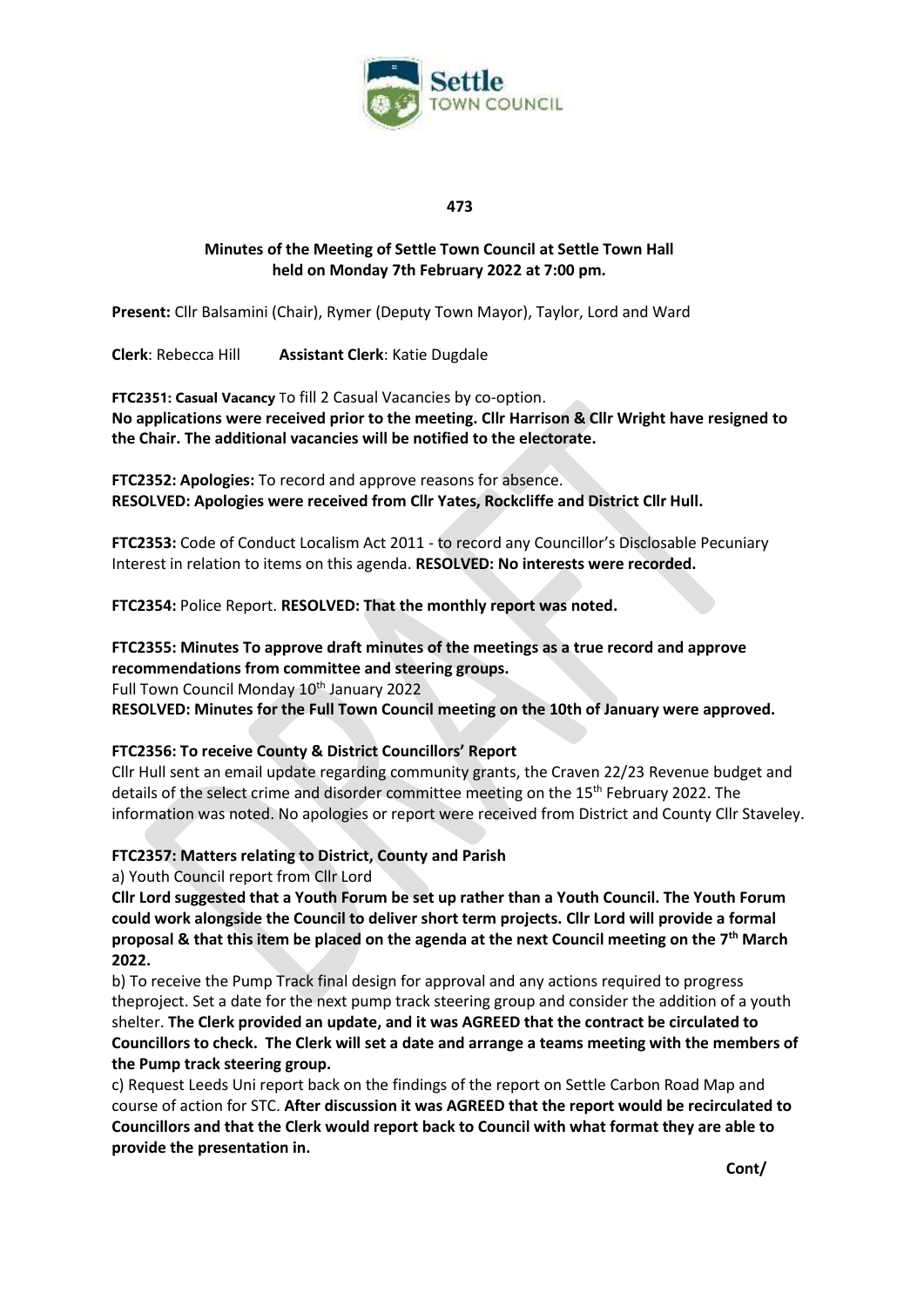473

## Minutes of the Meeting of Settle Town Council at Settle Town Hall held on Monday 7th February 2022 at 7:00 pm.

**Present:** Cllr Balsamini (Chair), Rymer (Deputy Town Mayor), Taylor, Lord and Ward

**Clerk**: Rebecca Hill **Assistant Clerk**: Katie Dugdale

**FTC2351: Casual Vacancy** To fill 2 Casual Vacancies by co-option.
**No applications were received prior to the meeting. Cllr Harrison & Cllr Wright have resigned to the Chair. The additional vacancies will be notified to the electorate.**

**FTC2352: Apologies:** To record and approve reasons for absence.
**RESOLVED: Apologies were received from Cllr Yates, Rockcliffe and District Cllr Hull.**

**FTC2353:** Code of Conduct Localism Act 2011 - to record any Councillor's Disclosable Pecuniary Interest in relation to items on this agenda. **RESOLVED: No interests were recorded.**

**FTC2354:** Police Report. **RESOLVED: That the monthly report was noted.**

**FTC2355: Minutes To approve draft minutes of the meetings as a true record and approve recommendations from committee and steering groups.**
Full Town Council Monday 10th January 2022
**RESOLVED: Minutes for the Full Town Council meeting on the 10th of January were approved.**

**FTC2356: To receive County & District Councillors' Report**
Cllr Hull sent an email update regarding community grants, the Craven 22/23 Revenue budget and details of the select crime and disorder committee meeting on the 15th February 2022. The information was noted. No apologies or report were received from District and County Cllr Staveley.

**FTC2357: Matters relating to District, County and Parish**
a) Youth Council report from Cllr Lord
**Cllr Lord suggested that a Youth Forum be set up rather than a Youth Council. The Youth Forum could work alongside the Council to deliver short term projects. Cllr Lord will provide a formal proposal & that this item be placed on the agenda at the next Council meeting on the 7th March 2022.**

b) To receive the Pump Track final design for approval and any actions required to progress theproject. Set a date for the next pump track steering group and consider the addition of a youth shelter. **The Clerk provided an update, and it was AGREED that the contract be circulated to Councillors to check. The Clerk will set a date and arrange a teams meeting with the members of the Pump track steering group.**

c) Request Leeds Uni report back on the findings of the report on Settle Carbon Road Map and course of action for STC. **After discussion it was AGREED that the report would be recirculated to Councillors and that the Clerk would report back to Council with what format they are able to provide the presentation in.**

**Cont/**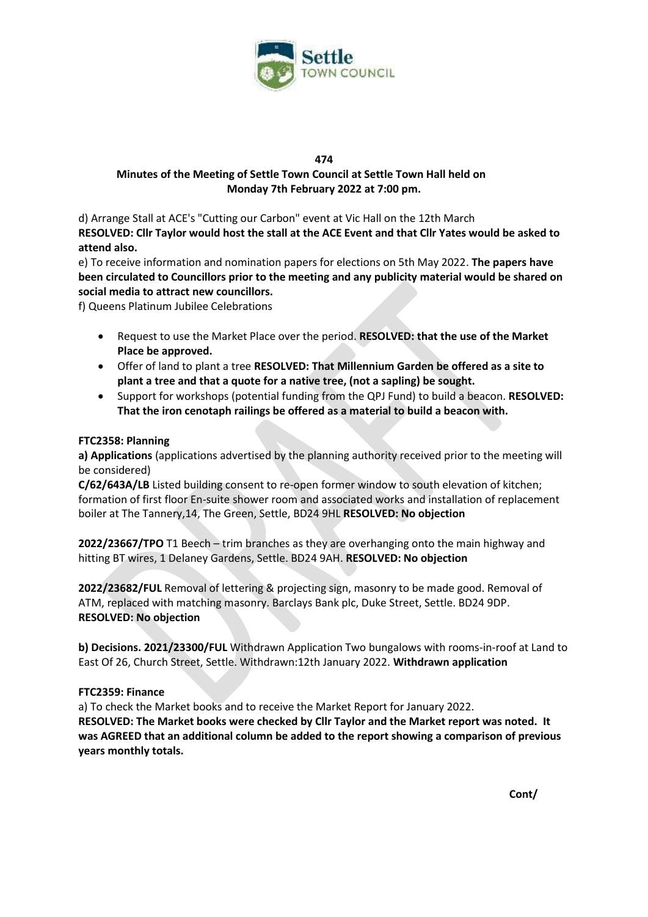**474**

**Minutes of the Meeting of Settle Town Council at Settle Town Hall held on Monday 7th February 2022 at 7:00 pm.**

d) Arrange Stall at ACE's "Cutting our Carbon" event at Vic Hall on the 12th March
**RESOLVED: Cllr Taylor would host the stall at the ACE Event and that Cllr Yates would be asked to attend also.**

e) To receive information and nomination papers for elections on 5th May 2022. **The papers have been circulated to Councillors prior to the meeting and any publicity material would be shared on social media to attract new councillors.**

f) Queens Platinum Jubilee Celebrations

- Request to use the Market Place over the period. **RESOLVED: that the use of the Market Place be approved.**
- Offer of land to plant a tree **RESOLVED: That Millennium Garden be offered as a site to plant a tree and that a quote for a native tree, (not a sapling) be sought.**
- Support for workshops (potential funding from the QPJ Fund) to build a beacon. **RESOLVED: That the iron cenotaph railings be offered as a material to build a beacon with.**

**FTC2358: Planning**

**a) Applications** (applications advertised by the planning authority received prior to the meeting will be considered)

**C/62/643A/LB** Listed building consent to re-open former window to south elevation of kitchen; formation of first floor En-suite shower room and associated works and installation of replacement boiler at The Tannery,14, The Green, Settle, BD24 9HL **RESOLVED: No objection**

**2022/23667/TPO** T1 Beech – trim branches as they are overhanging onto the main highway and hitting BT wires, 1 Delaney Gardens, Settle. BD24 9AH. **RESOLVED: No objection**

**2022/23682/FUL** Removal of lettering & projecting sign, masonry to be made good. Removal of ATM, replaced with matching masonry. Barclays Bank plc, Duke Street, Settle. BD24 9DP. **RESOLVED: No objection**

**b) Decisions. 2021/23300/FUL** Withdrawn Application Two bungalows with rooms-in-roof at Land to East Of 26, Church Street, Settle. Withdrawn:12th January 2022. **Withdrawn application**

**FTC2359: Finance**

a) To check the Market books and to receive the Market Report for January 2022.
**RESOLVED: The Market books were checked by Cllr Taylor and the Market report was noted. It was AGREED that an additional column be added to the report showing a comparison of previous years monthly totals.**

**Cont/**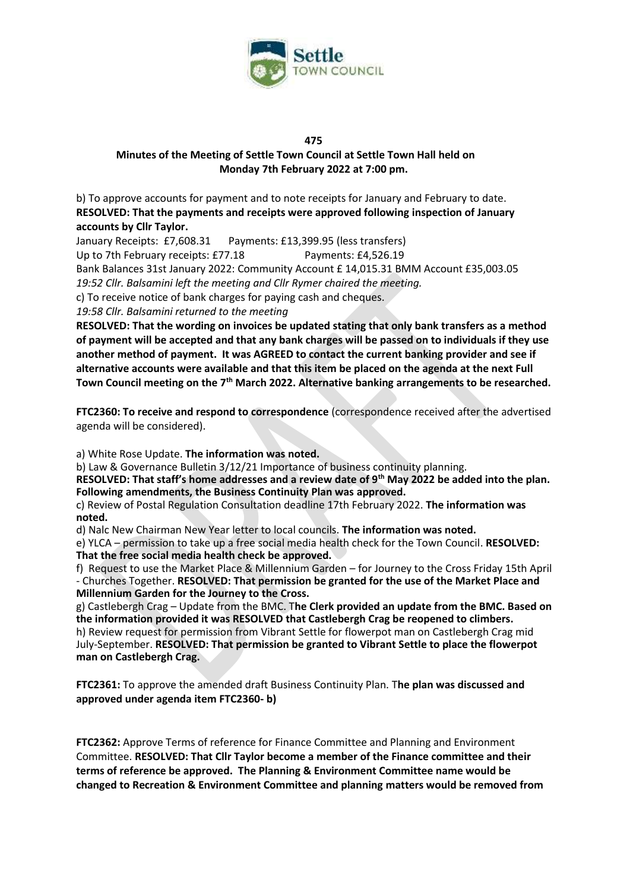**475**

**Minutes of the Meeting of Settle Town Council at Settle Town Hall held on Monday 7th February 2022 at 7:00 pm.**

b) To approve accounts for payment and to note receipts for January and February to date.
**RESOLVED: That the payments and receipts were approved following inspection of January accounts by Cllr Taylor.**

January Receipts: £7,608.31 Payments: £13,399.95 (less transfers)
Up to 7th February receipts: £77.18 Payments: £4,526.19
Bank Balances 31st January 2022: Community Account £ 14,015.31 BMM Account £35,003.05
*19:52 Cllr. Balsamini left the meeting and Cllr Rymer chaired the meeting.*

c) To receive notice of bank charges for paying cash and cheques.
*19:58 Cllr. Balsamini returned to the meeting*

**RESOLVED: That the wording on invoices be updated stating that only bank transfers as a method of payment will be accepted and that any bank charges will be passed on to individuals if they use another method of payment. It was AGREED to contact the current banking provider and see if alternative accounts were available and that this item be placed on the agenda at the next Full Town Council meeting on the 7th March 2022. Alternative banking arrangements to be researched.**

**FTC2360: To receive and respond to correspondence** (correspondence received after the advertised agenda will be considered).

a) White Rose Update. **The information was noted.**

b) Law & Governance Bulletin 3/12/21 Importance of business continuity planning.
**RESOLVED: That staff's home addresses and a review date of 9th May 2022 be added into the plan. Following amendments, the Business Continuity Plan was approved.**

c) Review of Postal Regulation Consultation deadline 17th February 2022. **The information was noted.**

d) Nalc New Chairman New Year letter to local councils. **The information was noted.**

e) YLCA – permission to take up a free social media health check for the Town Council. **RESOLVED: That the free social media health check be approved.**

f) Request to use the Market Place & Millennium Garden – for Journey to the Cross Friday 15th April - Churches Together. **RESOLVED: That permission be granted for the use of the Market Place and Millennium Garden for the Journey to the Cross.**

g) Castlebergh Crag – Update from the BMC. T**he Clerk provided an update from the BMC. Based on the information provided it was RESOLVED that Castlebergh Crag be reopened to climbers.**

h) Review request for permission from Vibrant Settle for flowerpot man on Castlebergh Crag mid July-September. **RESOLVED: That permission be granted to Vibrant Settle to place the flowerpot man on Castlebergh Crag.**

**FTC2361:** To approve the amended draft Business Continuity Plan. T**he plan was discussed and approved under agenda item FTC2360- b)**

**FTC2362:** Approve Terms of reference for Finance Committee and Planning and Environment Committee. **RESOLVED: That Cllr Taylor become a member of the Finance committee and their terms of reference be approved. The Planning & Environment Committee name would be changed to Recreation & Environment Committee and planning matters would be removed from**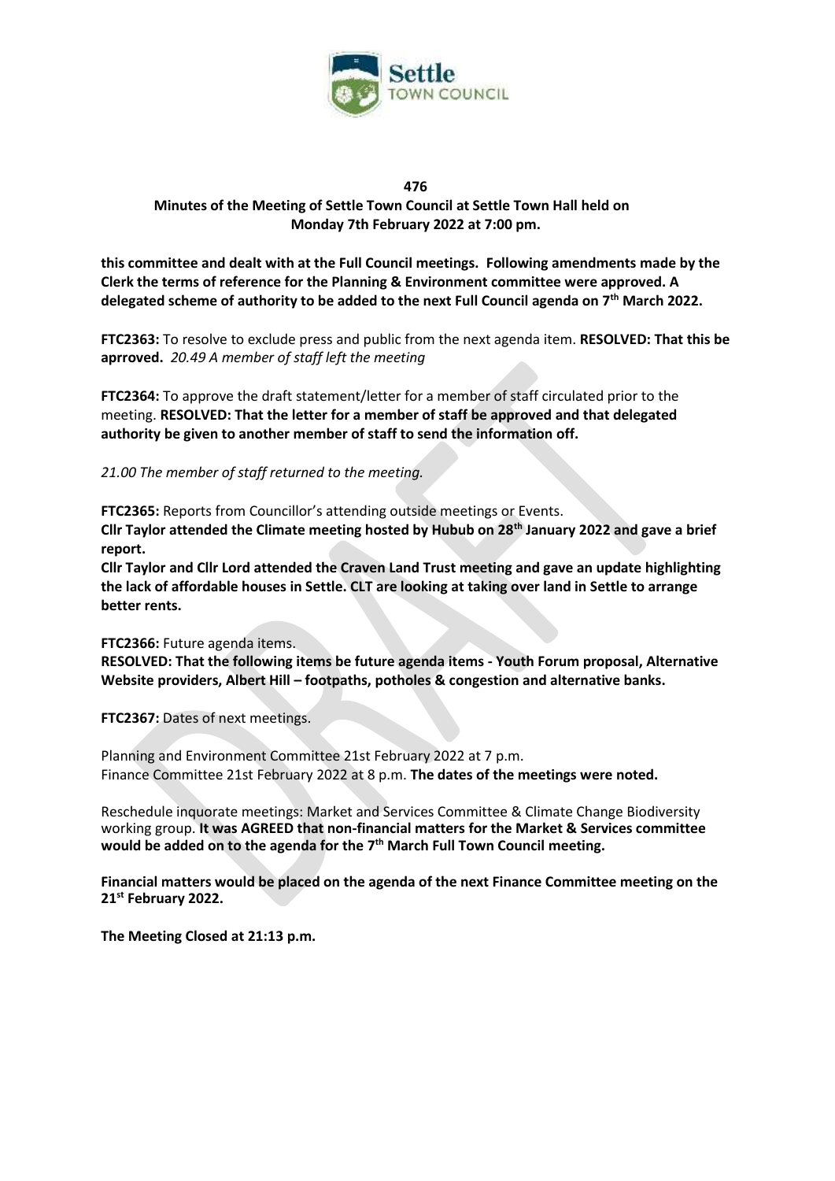**Minutes of the Meeting of Settle Town Council at Settle Town Hall held on Monday 7th February 2022 at 7:00 pm.**

**this committee and dealt with at the Full Council meetings. Following amendments made by the Clerk the terms of reference for the Planning & Environment committee were approved. A delegated scheme of authority to be added to the next Full Council agenda on 7th March 2022.**

**FTC2363:** To resolve to exclude press and public from the next agenda item. **RESOLVED: That this be aprroved.** *20.49 A member of staff left the meeting*

**FTC2364:** To approve the draft statement/letter for a member of staff circulated prior to the meeting. **RESOLVED: That the letter for a member of staff be approved and that delegated authority be given to another member of staff to send the information off.**

*21.00 The member of staff returned to the meeting.*

**FTC2365:** Reports from Councillor's attending outside meetings or Events.
**Cllr Taylor attended the Climate meeting hosted by Hubub on 28th January 2022 and gave a brief report.**
**Cllr Taylor and Cllr Lord attended the Craven Land Trust meeting and gave an update highlighting the lack of affordable houses in Settle. CLT are looking at taking over land in Settle to arrange better rents.**

**FTC2366:** Future agenda items.
**RESOLVED: That the following items be future agenda items - Youth Forum proposal, Alternative Website providers, Albert Hill – footpaths, potholes & congestion and alternative banks.**

**FTC2367:** Dates of next meetings.

Planning and Environment Committee 21st February 2022 at 7 p.m.
Finance Committee 21st February 2022 at 8 p.m. **The dates of the meetings were noted.**

Reschedule inquorate meetings: Market and Services Committee & Climate Change Biodiversity working group. **It was AGREED that non-financial matters for the Market & Services committee would be added on to the agenda for the 7th March Full Town Council meeting.**

**Financial matters would be placed on the agenda of the next Finance Committee meeting on the 21st February 2022.**

**The Meeting Closed at 21:13 p.m.**